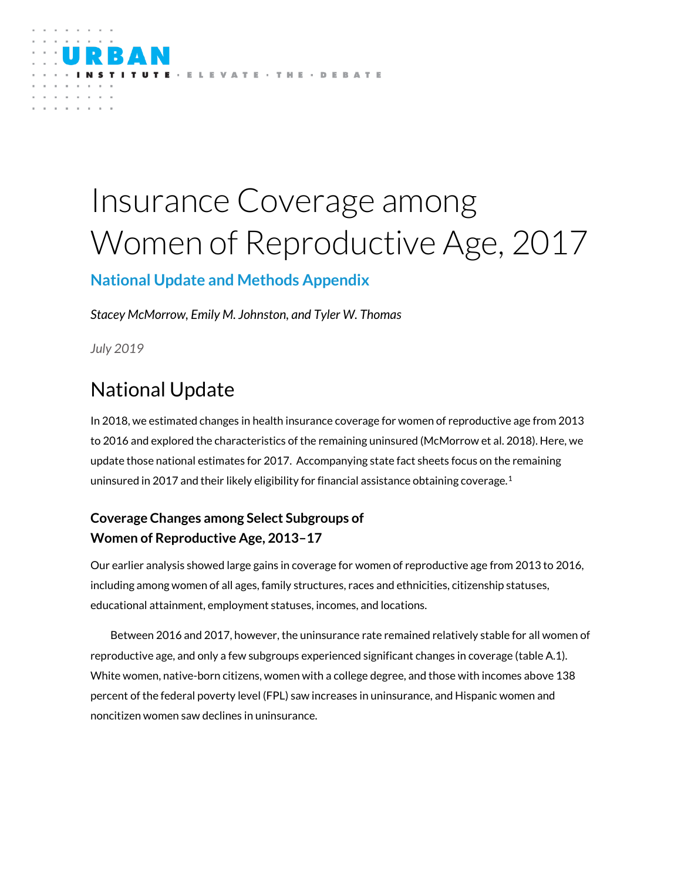URBAN INSTITUTE · ELEVATE · THE · DEBATE

# Insurance Coverage among Women of Reproductive Age, 2017

### National Update and Methods Appendix

*Stacey McMorrow, Emily M. Johnston, and Tyler W. Thomas*

*July 2019*

## National Update

In 2018, we estimated changes in health insurance coverage for women of reproductive age from 2013 to 2016 and explored the characteristics of the remaining uninsured (McMorrow et al. 2018). Here, we update those national estimates for 2017. Accompanying state fact sheets focus on the remaining uninsured in 2017 and their likely eligibility for financial assistance obtaining coverage.[1]

### Coverage Changes among Select Subgroups of Women of Reproductive Age, 2013–17

Our earlier analysis showed large gains in coverage for women of reproductive age from 2013 to 2016, including among women of all ages, family structures, races and ethnicities, citizenship statuses, educational attainment, employment statuses, incomes, and locations.

Between 2016 and 2017, however, the uninsurance rate remained relatively stable for all women of reproductive age, and only a few subgroups experienced significant changes in coverage (table A.1). White women, native-born citizens, women with a college degree, and those with incomes above 138 percent of the federal poverty level (FPL) saw increases in uninsurance, and Hispanic women and noncitizen women saw declines in uninsurance.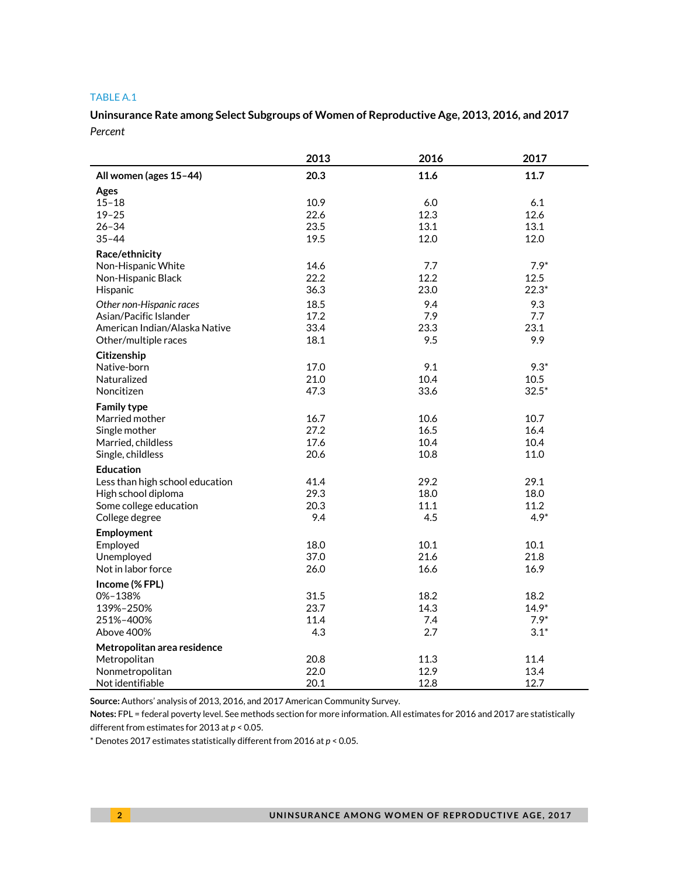TABLE A.1

**Uninsurance Rate among Select Subgroups of Women of Reproductive Age, 2013, 2016, and 2017**

*Percent*

| | 2013 | 2016 | 2017 |
|---|---|---|---|
| **All women (ages 15–44)** | **20.3** | **11.6** | **11.7** |
| **Ages** | | | |
| 15–18 | 10.9 | 6.0 | 6.1 |
| 19–25 | 22.6 | 12.3 | 12.6 |
| 26–34 | 23.5 | 13.1 | 13.1 |
| 35–44 | 19.5 | 12.0 | 12.0 |
| **Race/ethnicity** | | | |
| Non-Hispanic White | 14.6 | 7.7 | 7.9* |
| Non-Hispanic Black | 22.2 | 12.2 | 12.5 |
| Hispanic | 36.3 | 23.0 | 22.3* |
| *Other non-Hispanic races* | 18.5 | 9.4 | 9.3 |
| Asian/Pacific Islander | 17.2 | 7.9 | 7.7 |
| American Indian/Alaska Native | 33.4 | 23.3 | 23.1 |
| Other/multiple races | 18.1 | 9.5 | 9.9 |
| **Citizenship** | | | |
| Native-born | 17.0 | 9.1 | 9.3* |
| Naturalized | 21.0 | 10.4 | 10.5 |
| Noncitizen | 47.3 | 33.6 | 32.5* |
| **Family type** | | | |
| Married mother | 16.7 | 10.6 | 10.7 |
| Single mother | 27.2 | 16.5 | 16.4 |
| Married, childless | 17.6 | 10.4 | 10.4 |
| Single, childless | 20.6 | 10.8 | 11.0 |
| **Education** | | | |
| Less than high school education | 41.4 | 29.2 | 29.1 |
| High school diploma | 29.3 | 18.0 | 18.0 |
| Some college education | 20.3 | 11.1 | 11.2 |
| College degree | 9.4 | 4.5 | 4.9* |
| **Employment** | | | |
| Employed | 18.0 | 10.1 | 10.1 |
| Unemployed | 37.0 | 21.6 | 21.8 |
| Not in labor force | 26.0 | 16.6 | 16.9 |
| **Income (% FPL)** | | | |
| 0%–138% | 31.5 | 18.2 | 18.2 |
| 139%–250% | 23.7 | 14.3 | 14.9* |
| 251%–400% | 11.4 | 7.4 | 7.9* |
| Above 400% | 4.3 | 2.7 | 3.1* |
| **Metropolitan area residence** | | | |
| Metropolitan | 20.8 | 11.3 | 11.4 |
| Nonmetropolitan | 22.0 | 12.9 | 13.4 |
| Not identifiable | 20.1 | 12.8 | 12.7 |

**Source:** Authors' analysis of 2013, 2016, and 2017 American Community Survey.

**Notes:** FPL = federal poverty level. See methods section for more information. All estimates for 2016 and 2017 are statistically different from estimates for 2013 at $p < 0.05$.

* Denotes 2017 estimates statistically different from 2016 at $p < 0.05$.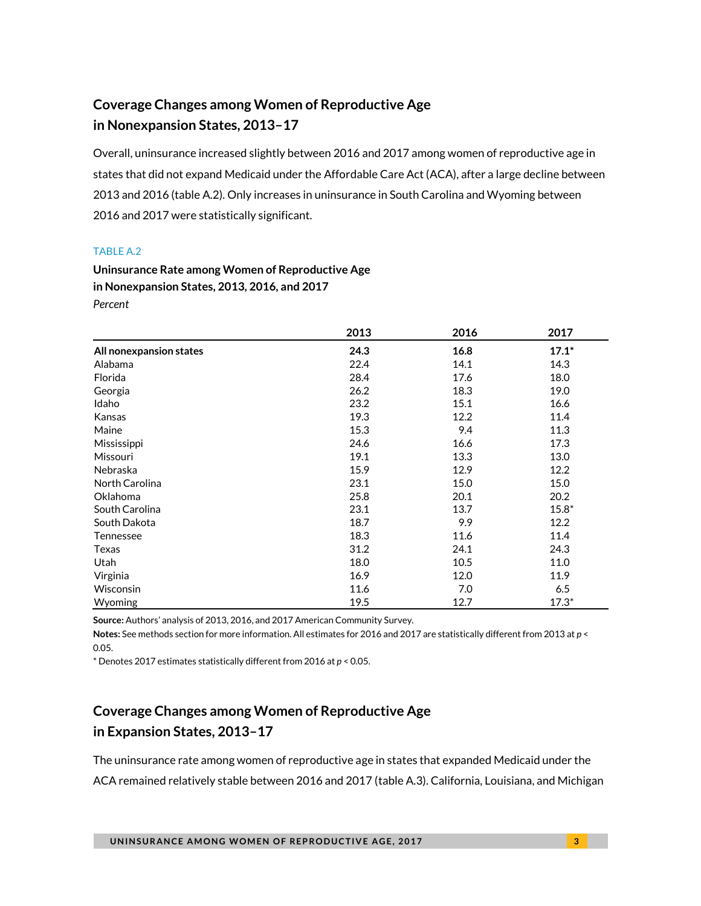## Coverage Changes among Women of Reproductive Age in Nonexpansion States, 2013–17

Overall, uninsurance increased slightly between 2016 and 2017 among women of reproductive age in states that did not expand Medicaid under the Affordable Care Act (ACA), after a large decline between 2013 and 2016 (table A.2). Only increases in uninsurance in South Carolina and Wyoming between 2016 and 2017 were statistically significant.

TABLE A.2

**Uninsurance Rate among Women of Reproductive Age in Nonexpansion States, 2013, 2016, and 2017**

*Percent*

| | 2013 | 2016 | 2017 |
|---|---|---|---|
| **All nonexpansion states** | **24.3** | **16.8** | **17.1*** |
| Alabama | 22.4 | 14.1 | 14.3 |
| Florida | 28.4 | 17.6 | 18.0 |
| Georgia | 26.2 | 18.3 | 19.0 |
| Idaho | 23.2 | 15.1 | 16.6 |
| Kansas | 19.3 | 12.2 | 11.4 |
| Maine | 15.3 | 9.4 | 11.3 |
| Mississippi | 24.6 | 16.6 | 17.3 |
| Missouri | 19.1 | 13.3 | 13.0 |
| Nebraska | 15.9 | 12.9 | 12.2 |
| North Carolina | 23.1 | 15.0 | 15.0 |
| Oklahoma | 25.8 | 20.1 | 20.2 |
| South Carolina | 23.1 | 13.7 | 15.8* |
| South Dakota | 18.7 | 9.9 | 12.2 |
| Tennessee | 18.3 | 11.6 | 11.4 |
| Texas | 31.2 | 24.1 | 24.3 |
| Utah | 18.0 | 10.5 | 11.0 |
| Virginia | 16.9 | 12.0 | 11.9 |
| Wisconsin | 11.6 | 7.0 | 6.5 |
| Wyoming | 19.5 | 12.7 | 17.3* |

**Source:** Authors' analysis of 2013, 2016, and 2017 American Community Survey.

**Notes:** See methods section for more information. All estimates for 2016 and 2017 are statistically different from 2013 at $p < 0.05$.

* Denotes 2017 estimates statistically different from 2016 at $p < 0.05$.

## Coverage Changes among Women of Reproductive Age in Expansion States, 2013–17

The uninsurance rate among women of reproductive age in states that expanded Medicaid under the ACA remained relatively stable between 2016 and 2017 (table A.3). California, Louisiana, and Michigan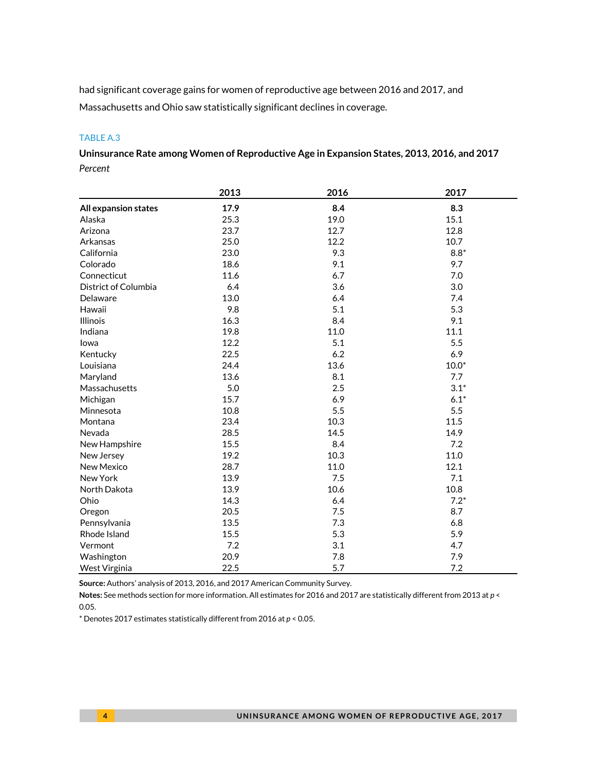had significant coverage gains for women of reproductive age between 2016 and 2017, and Massachusetts and Ohio saw statistically significant declines in coverage.

TABLE A.3

**Uninsurance Rate among Women of Reproductive Age in Expansion States, 2013, 2016, and 2017**
*Percent*

| | 2013 | 2016 | 2017 |
|---|---|---|---|
| **All expansion states** | **17.9** | **8.4** | **8.3** |
| Alaska | 25.3 | 19.0 | 15.1 |
| Arizona | 23.7 | 12.7 | 12.8 |
| Arkansas | 25.0 | 12.2 | 10.7 |
| California | 23.0 | 9.3 | 8.8* |
| Colorado | 18.6 | 9.1 | 9.7 |
| Connecticut | 11.6 | 6.7 | 7.0 |
| District of Columbia | 6.4 | 3.6 | 3.0 |
| Delaware | 13.0 | 6.4 | 7.4 |
| Hawaii | 9.8 | 5.1 | 5.3 |
| Illinois | 16.3 | 8.4 | 9.1 |
| Indiana | 19.8 | 11.0 | 11.1 |
| Iowa | 12.2 | 5.1 | 5.5 |
| Kentucky | 22.5 | 6.2 | 6.9 |
| Louisiana | 24.4 | 13.6 | 10.0* |
| Maryland | 13.6 | 8.1 | 7.7 |
| Massachusetts | 5.0 | 2.5 | 3.1* |
| Michigan | 15.7 | 6.9 | 6.1* |
| Minnesota | 10.8 | 5.5 | 5.5 |
| Montana | 23.4 | 10.3 | 11.5 |
| Nevada | 28.5 | 14.5 | 14.9 |
| New Hampshire | 15.5 | 8.4 | 7.2 |
| New Jersey | 19.2 | 10.3 | 11.0 |
| New Mexico | 28.7 | 11.0 | 12.1 |
| New York | 13.9 | 7.5 | 7.1 |
| North Dakota | 13.9 | 10.6 | 10.8 |
| Ohio | 14.3 | 6.4 | 7.2* |
| Oregon | 20.5 | 7.5 | 8.7 |
| Pennsylvania | 13.5 | 7.3 | 6.8 |
| Rhode Island | 15.5 | 5.3 | 5.9 |
| Vermont | 7.2 | 3.1 | 4.7 |
| Washington | 20.9 | 7.8 | 7.9 |
| West Virginia | 22.5 | 5.7 | 7.2 |

**Source:** Authors' analysis of 2013, 2016, and 2017 American Community Survey.

**Notes:** See methods section for more information. All estimates for 2016 and 2017 are statistically different from 2013 at $p < 0.05$.

* Denotes 2017 estimates statistically different from 2016 at $p < 0.05$.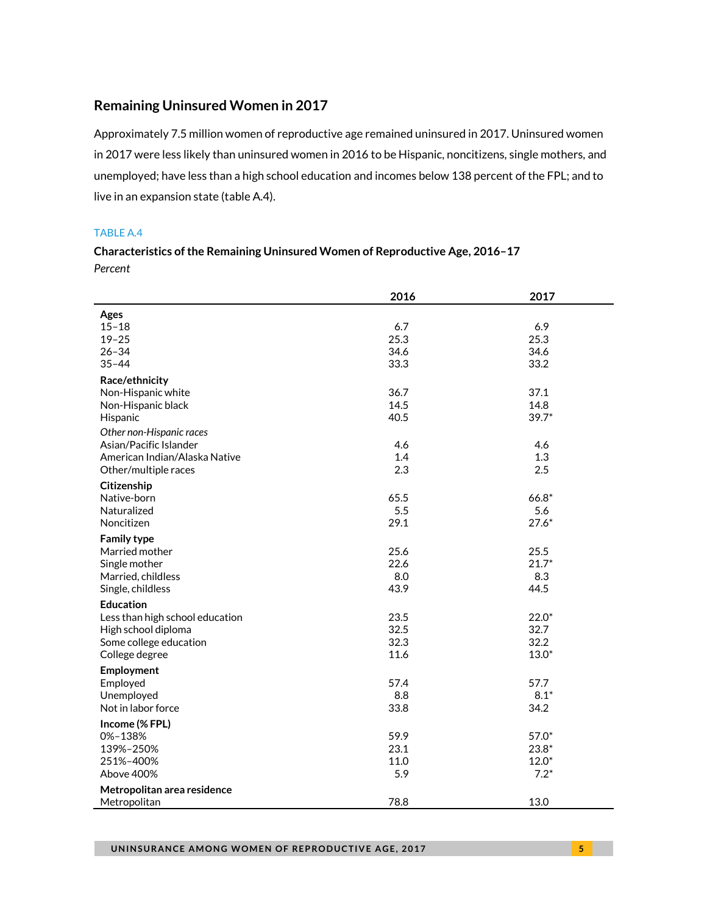## Remaining Uninsured Women in 2017

Approximately 7.5 million women of reproductive age remained uninsured in 2017. Uninsured women in 2017 were less likely than uninsured women in 2016 to be Hispanic, noncitizens, single mothers, and unemployed; have less than a high school education and incomes below 138 percent of the FPL; and to live in an expansion state (table A.4).

TABLE A.4

**Characteristics of the Remaining Uninsured Women of Reproductive Age, 2016–17**

*Percent*

| | 2016 | 2017 |
|---|---|---|
| **Ages** | | |
| 15–18 | 6.7 | 6.9 |
| 19–25 | 25.3 | 25.3 |
| 26–34 | 34.6 | 34.6 |
| 35–44 | 33.3 | 33.2 |
| **Race/ethnicity** | | |
| Non-Hispanic white | 36.7 | 37.1 |
| Non-Hispanic black | 14.5 | 14.8 |
| Hispanic | 40.5 | 39.7* |
| *Other non-Hispanic races* | | |
| Asian/Pacific Islander | 4.6 | 4.6 |
| American Indian/Alaska Native | 1.4 | 1.3 |
| Other/multiple races | 2.3 | 2.5 |
| **Citizenship** | | |
| Native-born | 65.5 | 66.8* |
| Naturalized | 5.5 | 5.6 |
| Noncitizen | 29.1 | 27.6* |
| **Family type** | | |
| Married mother | 25.6 | 25.5 |
| Single mother | 22.6 | 21.7* |
| Married, childless | 8.0 | 8.3 |
| Single, childless | 43.9 | 44.5 |
| **Education** | | |
| Less than high school education | 23.5 | 22.0* |
| High school diploma | 32.5 | 32.7 |
| Some college education | 32.3 | 32.2 |
| College degree | 11.6 | 13.0* |
| **Employment** | | |
| Employed | 57.4 | 57.7 |
| Unemployed | 8.8 | 8.1* |
| Not in labor force | 33.8 | 34.2 |
| **Income (% FPL)** | | |
| 0%–138% | 59.9 | 57.0* |
| 139%–250% | 23.1 | 23.8* |
| 251%–400% | 11.0 | 12.0* |
| Above 400% | 5.9 | 7.2* |
| **Metropolitan area residence** | | |
| Metropolitan | 78.8 | 13.0 |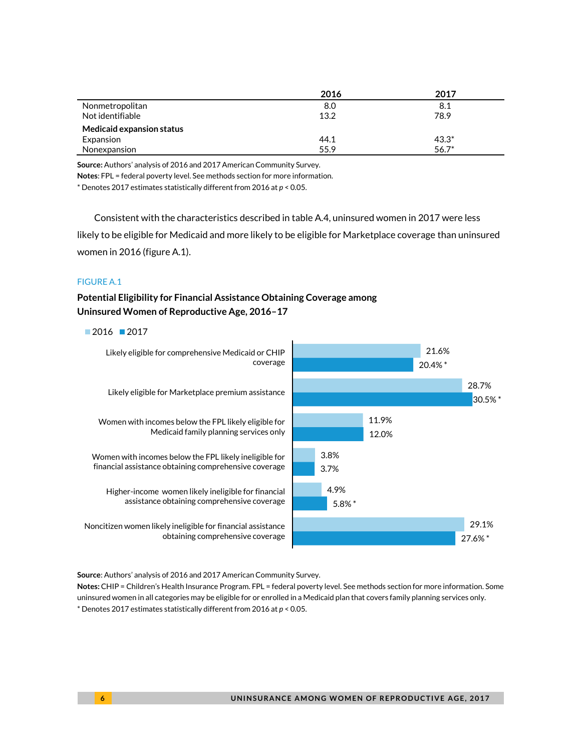| | 2016 | 2017 |
|---|---|---|
| Nonmetropolitan | 8.0 | 8.1 |
| Not identifiable | 13.2 | 78.9 |
| **Medicaid expansion status** | | |
| Expansion | 44.1 | 43.3* |
| Nonexpansion | 55.9 | 56.7* |

**Source:** Authors' analysis of 2016 and 2017 American Community Survey.
**Notes:** FPL = federal poverty level. See methods section for more information.
* Denotes 2017 estimates statistically different from 2016 at $p < 0.05$.

Consistent with the characteristics described in table A.4, uninsured women in 2017 were less likely to be eligible for Medicaid and more likely to be eligible for Marketplace coverage than uninsured women in 2016 (figure A.1).

FIGURE A.1

**Potential Eligibility for Financial Assistance Obtaining Coverage among Uninsured Women of Reproductive Age, 2016–17**

| | 2016 | 2017 |
|---|---|---|
| Likely eligible for comprehensive Medicaid or CHIP coverage | 21.6% | 20.4% * |
| Likely eligible for Marketplace premium assistance | 28.7% | 30.5% * |
| Women with incomes below the FPL likely eligible for Medicaid family planning services only | 11.9% | 12.0% |
| Women with incomes below the FPL likely ineligible for financial assistance obtaining comprehensive coverage | 3.8% | 3.7% |
| Higher-income women likely ineligible for financial assistance obtaining comprehensive coverage | 4.9% | 5.8% * |
| Noncitizen women likely ineligible for financial assistance obtaining comprehensive coverage | 29.1% | 27.6% * |

**Source**: Authors' analysis of 2016 and 2017 American Community Survey.
**Notes:** CHIP = Children's Health Insurance Program. FPL = federal poverty level. See methods section for more information. Some uninsured women in all categories may be eligible for or enrolled in a Medicaid plan that covers family planning services only.
* Denotes 2017 estimates statistically different from 2016 at $p < 0.05$.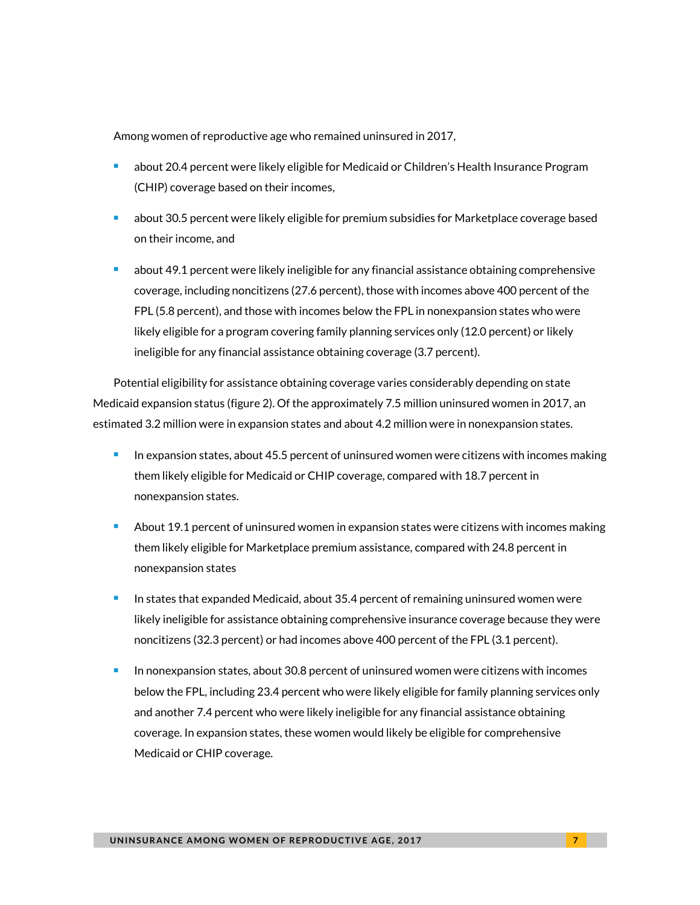Among women of reproductive age who remained uninsured in 2017,

- about 20.4 percent were likely eligible for Medicaid or Children's Health Insurance Program (CHIP) coverage based on their incomes,
- about 30.5 percent were likely eligible for premium subsidies for Marketplace coverage based on their income, and
- about 49.1 percent were likely ineligible for any financial assistance obtaining comprehensive coverage, including noncitizens (27.6 percent), those with incomes above 400 percent of the FPL (5.8 percent), and those with incomes below the FPL in nonexpansion states who were likely eligible for a program covering family planning services only (12.0 percent) or likely ineligible for any financial assistance obtaining coverage (3.7 percent).

Potential eligibility for assistance obtaining coverage varies considerably depending on state Medicaid expansion status (figure 2). Of the approximately 7.5 million uninsured women in 2017, an estimated 3.2 million were in expansion states and about 4.2 million were in nonexpansion states.

- In expansion states, about 45.5 percent of uninsured women were citizens with incomes making them likely eligible for Medicaid or CHIP coverage, compared with 18.7 percent in nonexpansion states.
- About 19.1 percent of uninsured women in expansion states were citizens with incomes making them likely eligible for Marketplace premium assistance, compared with 24.8 percent in nonexpansion states
- In states that expanded Medicaid, about 35.4 percent of remaining uninsured women were likely ineligible for assistance obtaining comprehensive insurance coverage because they were noncitizens (32.3 percent) or had incomes above 400 percent of the FPL (3.1 percent).
- In nonexpansion states, about 30.8 percent of uninsured women were citizens with incomes below the FPL, including 23.4 percent who were likely eligible for family planning services only and another 7.4 percent who were likely ineligible for any financial assistance obtaining coverage. In expansion states, these women would likely be eligible for comprehensive Medicaid or CHIP coverage.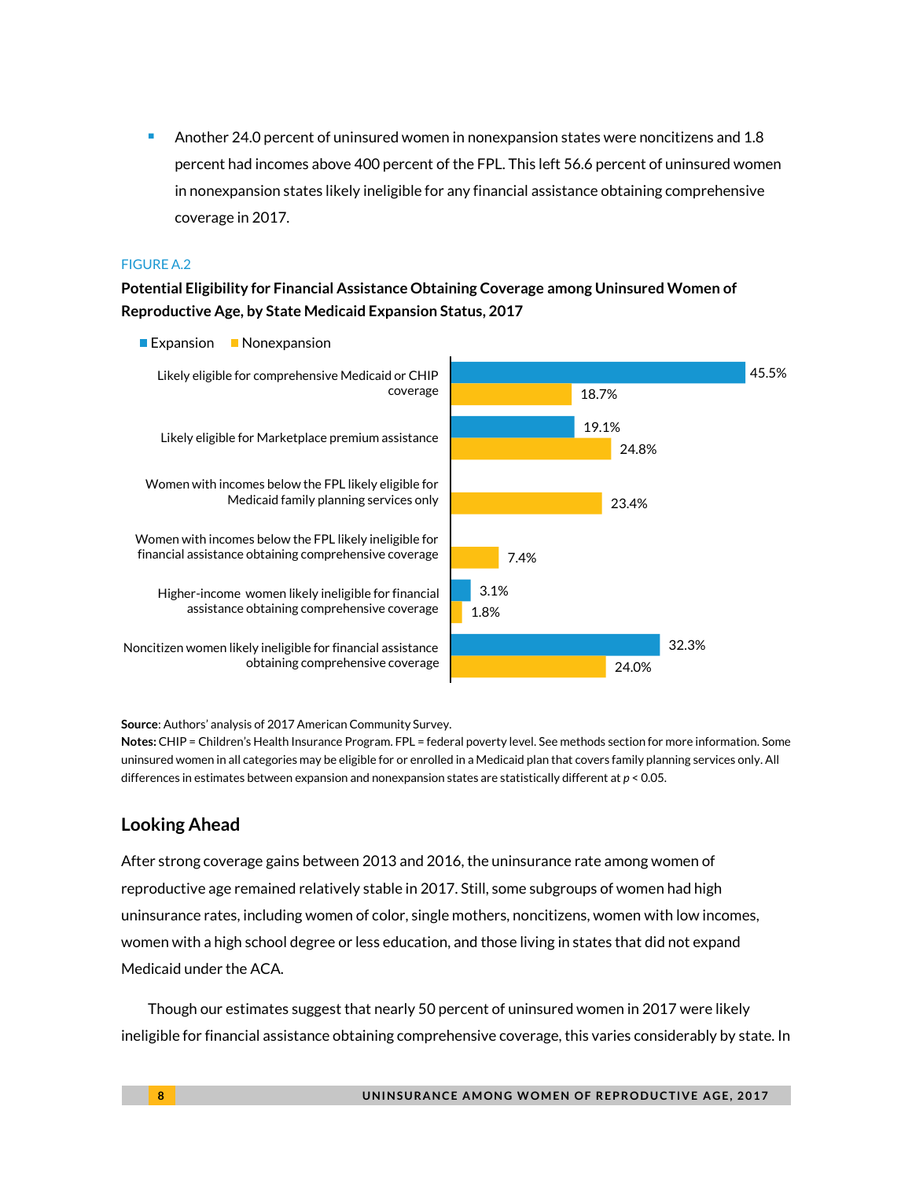- Another 24.0 percent of uninsured women in nonexpansion states were noncitizens and 1.8 percent had incomes above 400 percent of the FPL. This left 56.6 percent of uninsured women in nonexpansion states likely ineligible for any financial assistance obtaining comprehensive coverage in 2017.

FIGURE A.2

**Potential Eligibility for Financial Assistance Obtaining Coverage among Uninsured Women of Reproductive Age, by State Medicaid Expansion Status, 2017**

| | Expansion | Nonexpansion |
|---|---|---|
| Likely eligible for comprehensive Medicaid or CHIP coverage | 45.5% | 18.7% |
| Likely eligible for Marketplace premium assistance | 19.1% | 24.8% |
| Women with incomes below the FPL likely eligible for Medicaid family planning services only | | 23.4% |
| Women with incomes below the FPL likely ineligible for financial assistance obtaining comprehensive coverage | | 7.4% |
| Higher-income women likely ineligible for financial assistance obtaining comprehensive coverage | 3.1% | 1.8% |
| Noncitizen women likely ineligible for financial assistance obtaining comprehensive coverage | 32.3% | 24.0% |

**Source**: Authors' analysis of 2017 American Community Survey.
**Notes:** CHIP = Children's Health Insurance Program. FPL = federal poverty level. See methods section for more information. Some uninsured women in all categories may be eligible for or enrolled in a Medicaid plan that covers family planning services only. All differences in estimates between expansion and nonexpansion states are statistically different at $p < 0.05$.

## Looking Ahead

After strong coverage gains between 2013 and 2016, the uninsurance rate among women of reproductive age remained relatively stable in 2017. Still, some subgroups of women had high uninsurance rates, including women of color, single mothers, noncitizens, women with low incomes, women with a high school degree or less education, and those living in states that did not expand Medicaid under the ACA.

Though our estimates suggest that nearly 50 percent of uninsured women in 2017 were likely ineligible for financial assistance obtaining comprehensive coverage, this varies considerably by state. In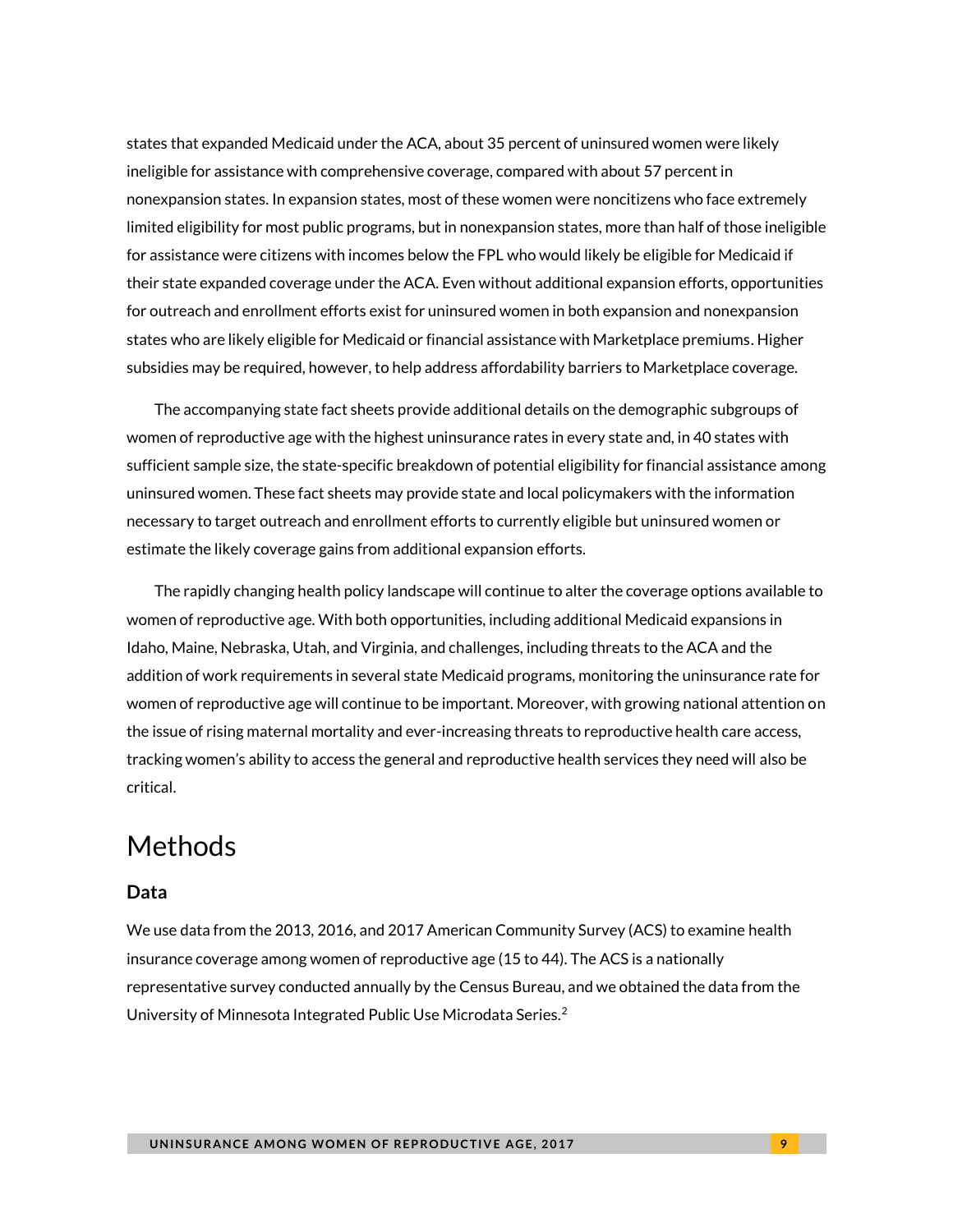states that expanded Medicaid under the ACA, about 35 percent of uninsured women were likely ineligible for assistance with comprehensive coverage, compared with about 57 percent in nonexpansion states. In expansion states, most of these women were noncitizens who face extremely limited eligibility for most public programs, but in nonexpansion states, more than half of those ineligible for assistance were citizens with incomes below the FPL who would likely be eligible for Medicaid if their state expanded coverage under the ACA. Even without additional expansion efforts, opportunities for outreach and enrollment efforts exist for uninsured women in both expansion and nonexpansion states who are likely eligible for Medicaid or financial assistance with Marketplace premiums. Higher subsidies may be required, however, to help address affordability barriers to Marketplace coverage.

The accompanying state fact sheets provide additional details on the demographic subgroups of women of reproductive age with the highest uninsurance rates in every state and, in 40 states with sufficient sample size, the state-specific breakdown of potential eligibility for financial assistance among uninsured women. These fact sheets may provide state and local policymakers with the information necessary to target outreach and enrollment efforts to currently eligible but uninsured women or estimate the likely coverage gains from additional expansion efforts.

The rapidly changing health policy landscape will continue to alter the coverage options available to women of reproductive age. With both opportunities, including additional Medicaid expansions in Idaho, Maine, Nebraska, Utah, and Virginia, and challenges, including threats to the ACA and the addition of work requirements in several state Medicaid programs, monitoring the uninsurance rate for women of reproductive age will continue to be important. Moreover, with growing national attention on the issue of rising maternal mortality and ever-increasing threats to reproductive health care access, tracking women's ability to access the general and reproductive health services they need will also be critical.

# Methods

## Data

We use data from the 2013, 2016, and 2017 American Community Survey (ACS) to examine health insurance coverage among women of reproductive age (15 to 44). The ACS is a nationally representative survey conducted annually by the Census Bureau, and we obtained the data from the University of Minnesota Integrated Public Use Microdata Series.[2]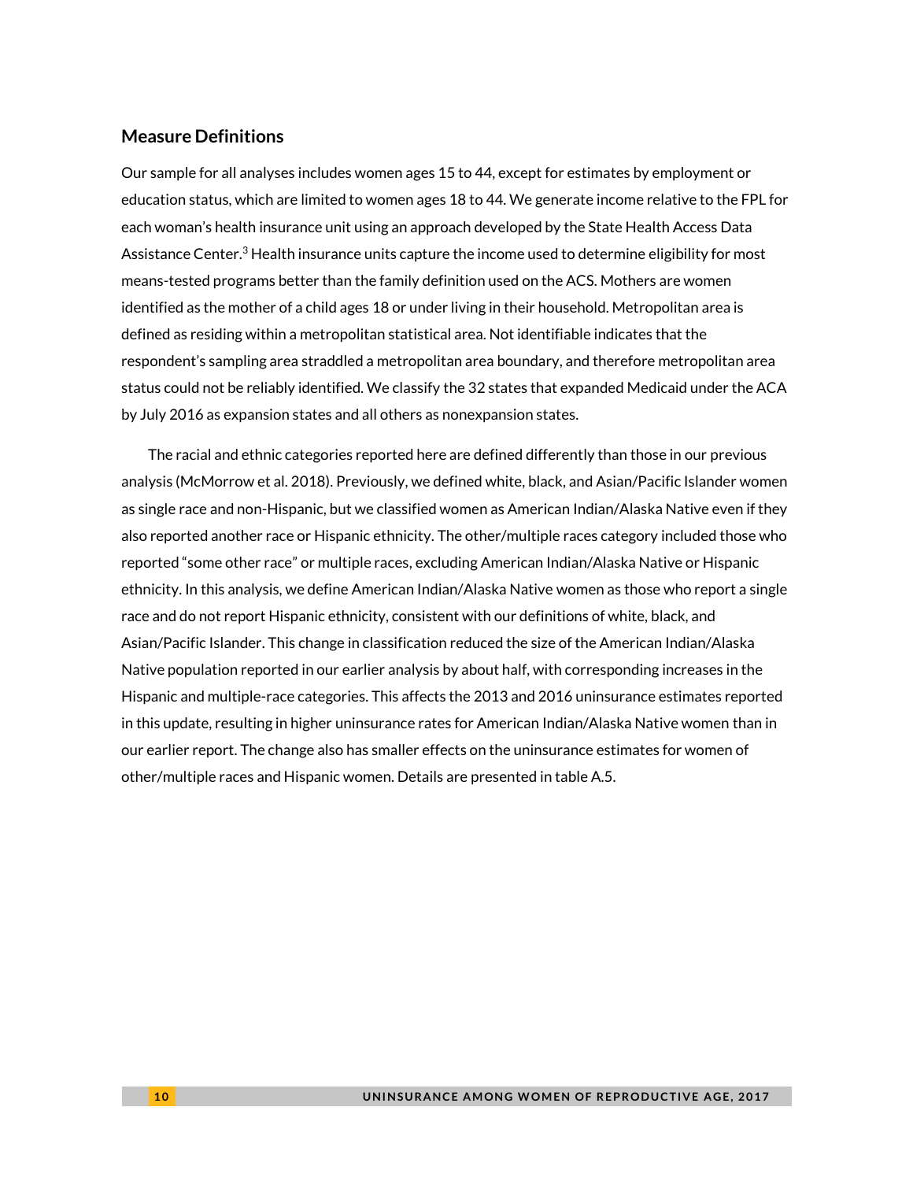## Measure Definitions

Our sample for all analyses includes women ages 15 to 44, except for estimates by employment or education status, which are limited to women ages 18 to 44. We generate income relative to the FPL for each woman's health insurance unit using an approach developed by the State Health Access Data Assistance Center.[3] Health insurance units capture the income used to determine eligibility for most means-tested programs better than the family definition used on the ACS. Mothers are women identified as the mother of a child ages 18 or under living in their household. Metropolitan area is defined as residing within a metropolitan statistical area. Not identifiable indicates that the respondent's sampling area straddled a metropolitan area boundary, and therefore metropolitan area status could not be reliably identified. We classify the 32 states that expanded Medicaid under the ACA by July 2016 as expansion states and all others as nonexpansion states.

The racial and ethnic categories reported here are defined differently than those in our previous analysis (McMorrow et al. 2018). Previously, we defined white, black, and Asian/Pacific Islander women as single race and non-Hispanic, but we classified women as American Indian/Alaska Native even if they also reported another race or Hispanic ethnicity. The other/multiple races category included those who reported "some other race" or multiple races, excluding American Indian/Alaska Native or Hispanic ethnicity. In this analysis, we define American Indian/Alaska Native women as those who report a single race and do not report Hispanic ethnicity, consistent with our definitions of white, black, and Asian/Pacific Islander. This change in classification reduced the size of the American Indian/Alaska Native population reported in our earlier analysis by about half, with corresponding increases in the Hispanic and multiple-race categories. This affects the 2013 and 2016 uninsurance estimates reported in this update, resulting in higher uninsurance rates for American Indian/Alaska Native women than in our earlier report. The change also has smaller effects on the uninsurance estimates for women of other/multiple races and Hispanic women. Details are presented in table A.5.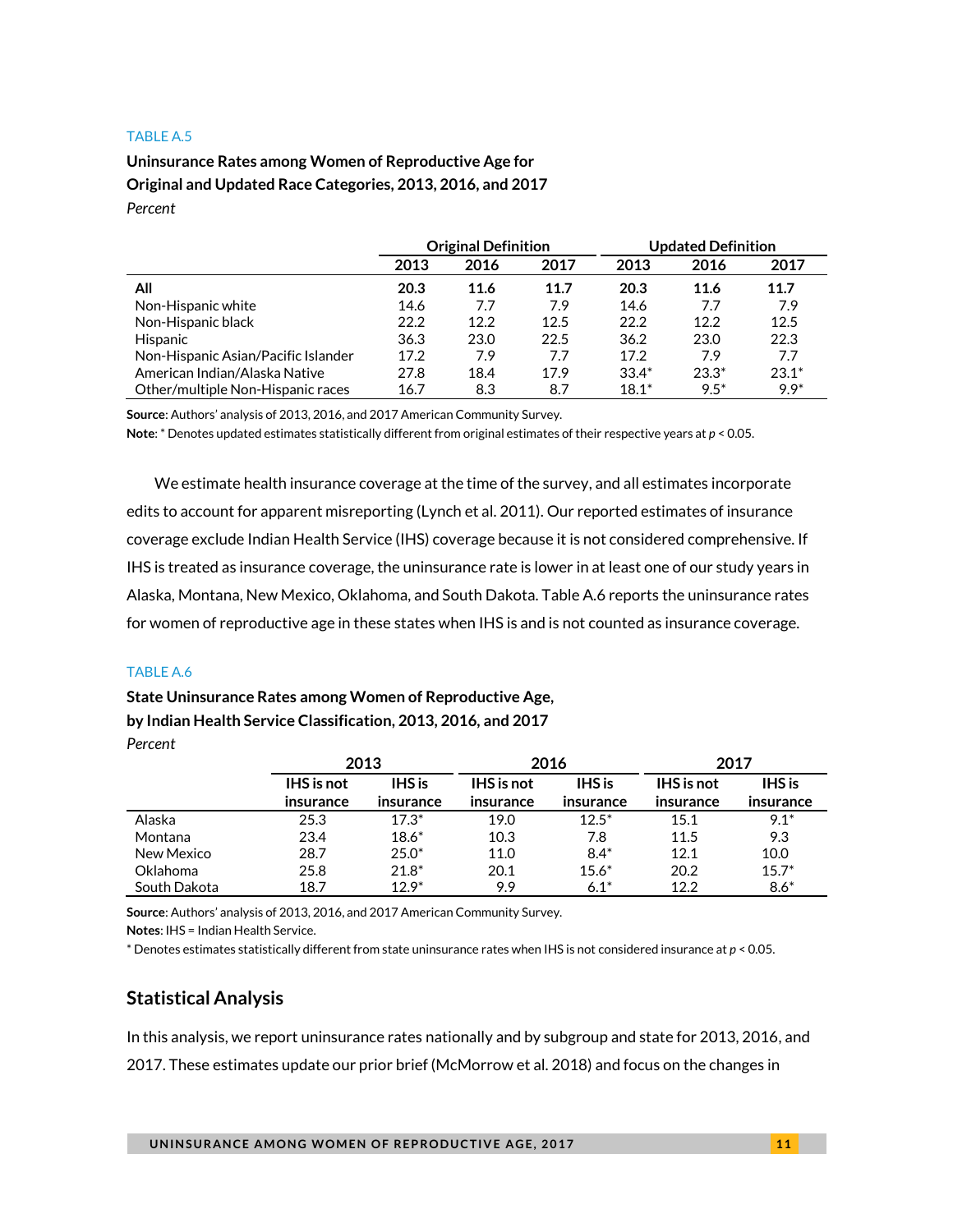TABLE A.5

**Uninsurance Rates among Women of Reproductive Age for Original and Updated Race Categories, 2013, 2016, and 2017**

*Percent*

| | Original Definition | | | Updated Definition | | |
|---|---|---|---|---|---|---|
| | 2013 | 2016 | 2017 | 2013 | 2016 | 2017 |
| **All** | **20.3** | **11.6** | **11.7** | **20.3** | **11.6** | **11.7** |
| Non-Hispanic white | 14.6 | 7.7 | 7.9 | 14.6 | 7.7 | 7.9 |
| Non-Hispanic black | 22.2 | 12.2 | 12.5 | 22.2 | 12.2 | 12.5 |
| Hispanic | 36.3 | 23.0 | 22.5 | 36.2 | 23.0 | 22.3 |
| Non-Hispanic Asian/Pacific Islander | 17.2 | 7.9 | 7.7 | 17.2 | 7.9 | 7.7 |
| American Indian/Alaska Native | 27.8 | 18.4 | 17.9 | 33.4* | 23.3* | 23.1* |
| Other/multiple Non-Hispanic races | 16.7 | 8.3 | 8.7 | 18.1* | 9.5* | 9.9* |

**Source**: Authors' analysis of 2013, 2016, and 2017 American Community Survey.

**Note**: * Denotes updated estimates statistically different from original estimates of their respective years at $p < 0.05$.

We estimate health insurance coverage at the time of the survey, and all estimates incorporate edits to account for apparent misreporting (Lynch et al. 2011). Our reported estimates of insurance coverage exclude Indian Health Service (IHS) coverage because it is not considered comprehensive. If IHS is treated as insurance coverage, the uninsurance rate is lower in at least one of our study years in Alaska, Montana, New Mexico, Oklahoma, and South Dakota. Table A.6 reports the uninsurance rates for women of reproductive age in these states when IHS is and is not counted as insurance coverage.

TABLE A.6

**State Uninsurance Rates among Women of Reproductive Age, by Indian Health Service Classification, 2013, 2016, and 2017**

*Percent*

| | 2013 | | 2016 | | 2017 | |
|---|---|---|---|---|---|---|
| | IHS is not insurance | IHS is insurance | IHS is not insurance | IHS is insurance | IHS is not insurance | IHS is insurance |
| Alaska | 25.3 | 17.3* | 19.0 | 12.5* | 15.1 | 9.1* |
| Montana | 23.4 | 18.6* | 10.3 | 7.8 | 11.5 | 9.3 |
| New Mexico | 28.7 | 25.0* | 11.0 | 8.4* | 12.1 | 10.0 |
| Oklahoma | 25.8 | 21.8* | 20.1 | 15.6* | 20.2 | 15.7* |
| South Dakota | 18.7 | 12.9* | 9.9 | 6.1* | 12.2 | 8.6* |

**Source**: Authors' analysis of 2013, 2016, and 2017 American Community Survey.

**Notes**: IHS = Indian Health Service.

* Denotes estimates statistically different from state uninsurance rates when IHS is not considered insurance at $p < 0.05$.

## Statistical Analysis

In this analysis, we report uninsurance rates nationally and by subgroup and state for 2013, 2016, and 2017. These estimates update our prior brief (McMorrow et al. 2018) and focus on the changes in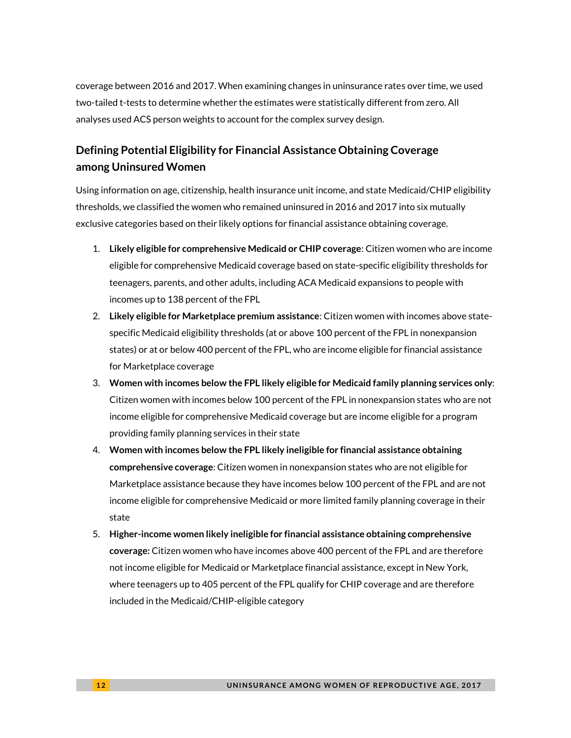coverage between 2016 and 2017. When examining changes in uninsurance rates over time, we used two-tailed t-tests to determine whether the estimates were statistically different from zero. All analyses used ACS person weights to account for the complex survey design.

## Defining Potential Eligibility for Financial Assistance Obtaining Coverage among Uninsured Women

Using information on age, citizenship, health insurance unit income, and state Medicaid/CHIP eligibility thresholds, we classified the women who remained uninsured in 2016 and 2017 into six mutually exclusive categories based on their likely options for financial assistance obtaining coverage.

1. **Likely eligible for comprehensive Medicaid or CHIP coverage**: Citizen women who are income eligible for comprehensive Medicaid coverage based on state-specific eligibility thresholds for teenagers, parents, and other adults, including ACA Medicaid expansions to people with incomes up to 138 percent of the FPL
2. **Likely eligible for Marketplace premium assistance**: Citizen women with incomes above state-specific Medicaid eligibility thresholds (at or above 100 percent of the FPL in nonexpansion states) or at or below 400 percent of the FPL, who are income eligible for financial assistance for Marketplace coverage
3. **Women with incomes below the FPL likely eligible for Medicaid family planning services only**: Citizen women with incomes below 100 percent of the FPL in nonexpansion states who are not income eligible for comprehensive Medicaid coverage but are income eligible for a program providing family planning services in their state
4. **Women with incomes below the FPL likely ineligible for financial assistance obtaining comprehensive coverage**: Citizen women in nonexpansion states who are not eligible for Marketplace assistance because they have incomes below 100 percent of the FPL and are not income eligible for comprehensive Medicaid or more limited family planning coverage in their state
5. **Higher-income women likely ineligible for financial assistance obtaining comprehensive coverage:** Citizen women who have incomes above 400 percent of the FPL and are therefore not income eligible for Medicaid or Marketplace financial assistance, except in New York, where teenagers up to 405 percent of the FPL qualify for CHIP coverage and are therefore included in the Medicaid/CHIP-eligible category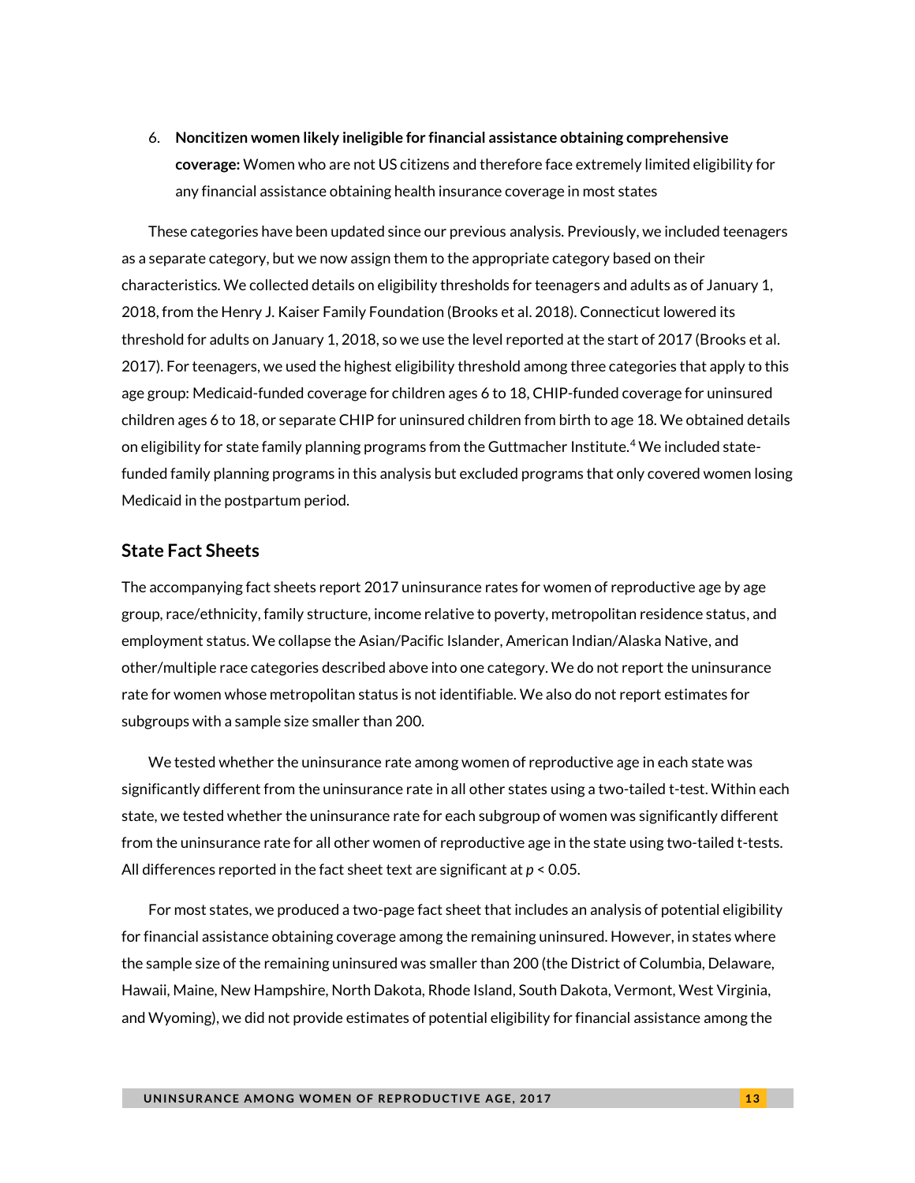6. **Noncitizen women likely ineligible for financial assistance obtaining comprehensive coverage:** Women who are not US citizens and therefore face extremely limited eligibility for any financial assistance obtaining health insurance coverage in most states

These categories have been updated since our previous analysis. Previously, we included teenagers as a separate category, but we now assign them to the appropriate category based on their characteristics. We collected details on eligibility thresholds for teenagers and adults as of January 1, 2018, from the Henry J. Kaiser Family Foundation (Brooks et al. 2018). Connecticut lowered its threshold for adults on January 1, 2018, so we use the level reported at the start of 2017 (Brooks et al. 2017). For teenagers, we used the highest eligibility threshold among three categories that apply to this age group: Medicaid-funded coverage for children ages 6 to 18, CHIP-funded coverage for uninsured children ages 6 to 18, or separate CHIP for uninsured children from birth to age 18. We obtained details on eligibility for state family planning programs from the Guttmacher Institute.[4] We included state-funded family planning programs in this analysis but excluded programs that only covered women losing Medicaid in the postpartum period.

## State Fact Sheets

The accompanying fact sheets report 2017 uninsurance rates for women of reproductive age by age group, race/ethnicity, family structure, income relative to poverty, metropolitan residence status, and employment status. We collapse the Asian/Pacific Islander, American Indian/Alaska Native, and other/multiple race categories described above into one category. We do not report the uninsurance rate for women whose metropolitan status is not identifiable. We also do not report estimates for subgroups with a sample size smaller than 200.

We tested whether the uninsurance rate among women of reproductive age in each state was significantly different from the uninsurance rate in all other states using a two-tailed t-test. Within each state, we tested whether the uninsurance rate for each subgroup of women was significantly different from the uninsurance rate for all other women of reproductive age in the state using two-tailed t-tests. All differences reported in the fact sheet text are significant at $p < 0.05$.

For most states, we produced a two-page fact sheet that includes an analysis of potential eligibility for financial assistance obtaining coverage among the remaining uninsured. However, in states where the sample size of the remaining uninsured was smaller than 200 (the District of Columbia, Delaware, Hawaii, Maine, New Hampshire, North Dakota, Rhode Island, South Dakota, Vermont, West Virginia, and Wyoming), we did not provide estimates of potential eligibility for financial assistance among the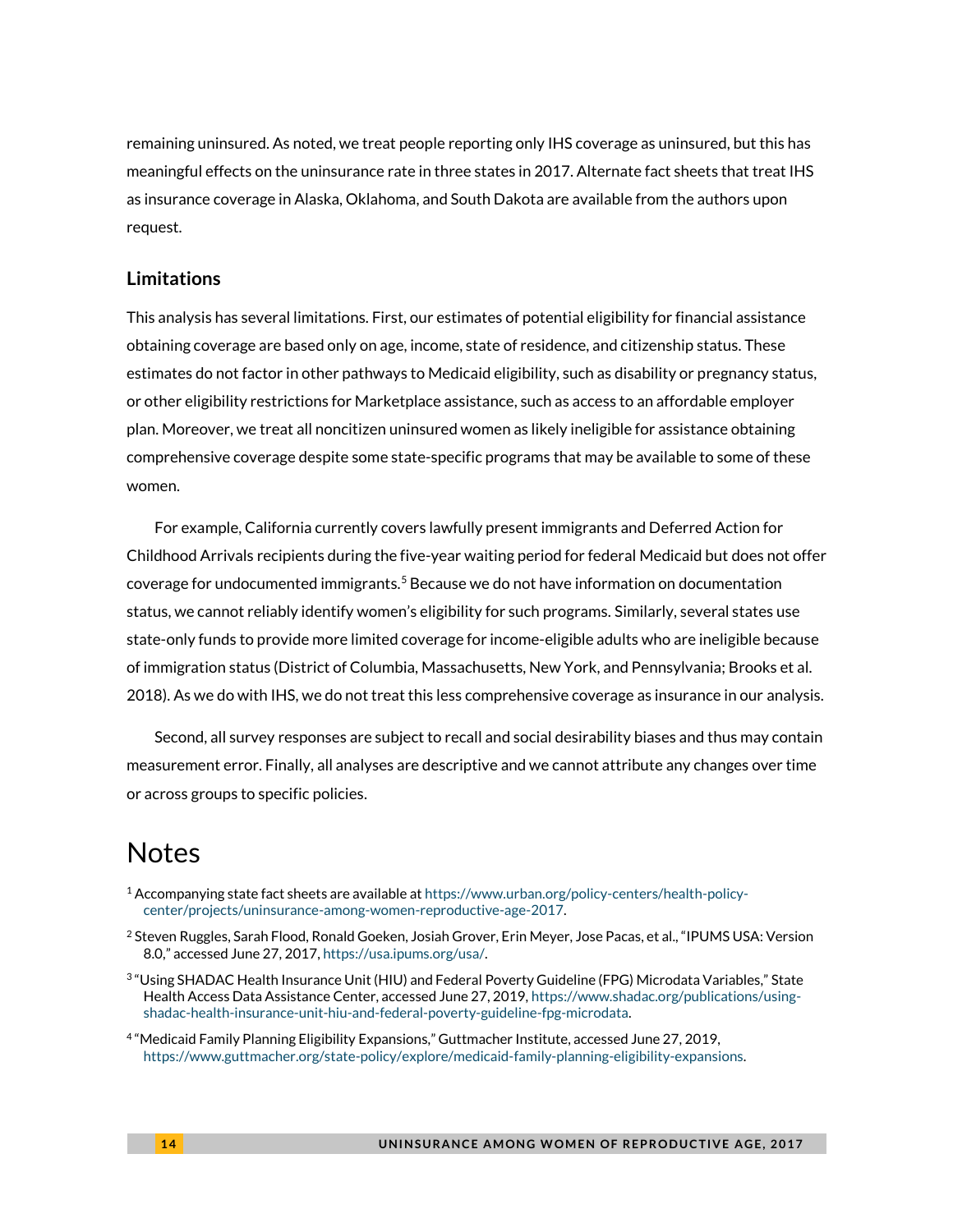remaining uninsured. As noted, we treat people reporting only IHS coverage as uninsured, but this has meaningful effects on the uninsurance rate in three states in 2017. Alternate fact sheets that treat IHS as insurance coverage in Alaska, Oklahoma, and South Dakota are available from the authors upon request.

### Limitations

This analysis has several limitations. First, our estimates of potential eligibility for financial assistance obtaining coverage are based only on age, income, state of residence, and citizenship status. These estimates do not factor in other pathways to Medicaid eligibility, such as disability or pregnancy status, or other eligibility restrictions for Marketplace assistance, such as access to an affordable employer plan. Moreover, we treat all noncitizen uninsured women as likely ineligible for assistance obtaining comprehensive coverage despite some state-specific programs that may be available to some of these women.

For example, California currently covers lawfully present immigrants and Deferred Action for Childhood Arrivals recipients during the five-year waiting period for federal Medicaid but does not offer coverage for undocumented immigrants.[5] Because we do not have information on documentation status, we cannot reliably identify women's eligibility for such programs. Similarly, several states use state-only funds to provide more limited coverage for income-eligible adults who are ineligible because of immigration status (District of Columbia, Massachusetts, New York, and Pennsylvania; Brooks et al. 2018). As we do with IHS, we do not treat this less comprehensive coverage as insurance in our analysis.

Second, all survey responses are subject to recall and social desirability biases and thus may contain measurement error. Finally, all analyses are descriptive and we cannot attribute any changes over time or across groups to specific policies.

# Notes

[1] Accompanying state fact sheets are available at https://www.urban.org/policy-centers/health-policy-center/projects/uninsurance-among-women-reproductive-age-2017.

[2] Steven Ruggles, Sarah Flood, Ronald Goeken, Josiah Grover, Erin Meyer, Jose Pacas, et al., "IPUMS USA: Version 8.0," accessed June 27, 2017, https://usa.ipums.org/usa/.

[3] "Using SHADAC Health Insurance Unit (HIU) and Federal Poverty Guideline (FPG) Microdata Variables," State Health Access Data Assistance Center, accessed June 27, 2019, https://www.shadac.org/publications/using-shadac-health-insurance-unit-hiu-and-federal-poverty-guideline-fpg-microdata.

[4] "Medicaid Family Planning Eligibility Expansions," Guttmacher Institute, accessed June 27, 2019, https://www.guttmacher.org/state-policy/explore/medicaid-family-planning-eligibility-expansions.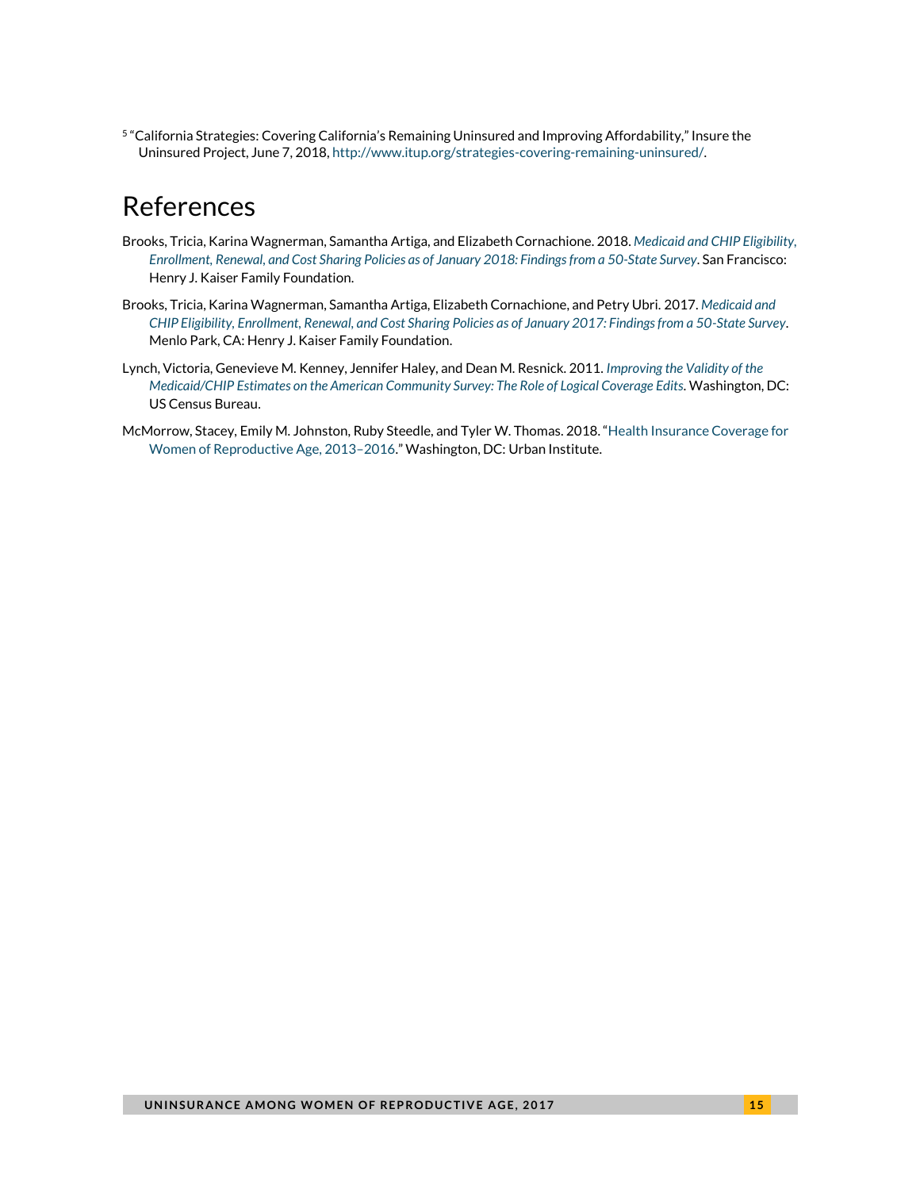[5] "California Strategies: Covering California's Remaining Uninsured and Improving Affordability," Insure the Uninsured Project, June 7, 2018, http://www.itup.org/strategies-covering-remaining-uninsured/.

# References

Brooks, Tricia, Karina Wagnerman, Samantha Artiga, and Elizabeth Cornachione. 2018. *Medicaid and CHIP Eligibility, Enrollment, Renewal, and Cost Sharing Policies as of January 2018: Findings from a 50-State Survey*. San Francisco: Henry J. Kaiser Family Foundation.

Brooks, Tricia, Karina Wagnerman, Samantha Artiga, Elizabeth Cornachione, and Petry Ubri. 2017. *Medicaid and CHIP Eligibility, Enrollment, Renewal, and Cost Sharing Policies as of January 2017: Findings from a 50-State Survey*. Menlo Park, CA: Henry J. Kaiser Family Foundation.

Lynch, Victoria, Genevieve M. Kenney, Jennifer Haley, and Dean M. Resnick. 2011. *Improving the Validity of the Medicaid/CHIP Estimates on the American Community Survey: The Role of Logical Coverage Edits*. Washington, DC: US Census Bureau.

McMorrow, Stacey, Emily M. Johnston, Ruby Steedle, and Tyler W. Thomas. 2018. "Health Insurance Coverage for Women of Reproductive Age, 2013–2016." Washington, DC: Urban Institute.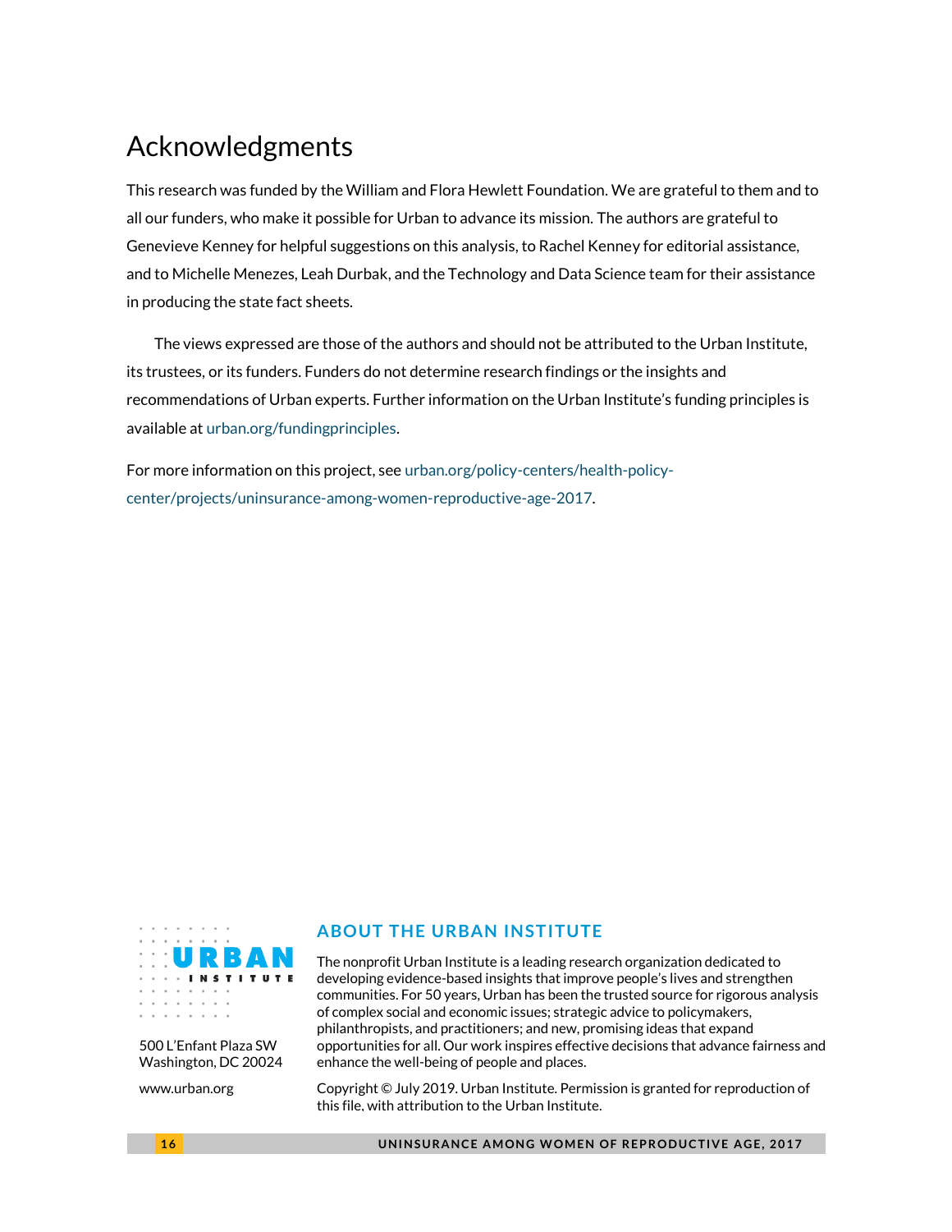# Acknowledgments

This research was funded by the William and Flora Hewlett Foundation. We are grateful to them and to all our funders, who make it possible for Urban to advance its mission. The authors are grateful to Genevieve Kenney for helpful suggestions on this analysis, to Rachel Kenney for editorial assistance, and to Michelle Menezes, Leah Durbak, and the Technology and Data Science team for their assistance in producing the state fact sheets.

The views expressed are those of the authors and should not be attributed to the Urban Institute, its trustees, or its funders. Funders do not determine research findings or the insights and recommendations of Urban experts. Further information on the Urban Institute's funding principles is available at urban.org/fundingprinciples.

For more information on this project, see urban.org/policy-centers/health-policy-center/projects/uninsurance-among-women-reproductive-age-2017.

URBAN INSTITUTE

500 L'Enfant Plaza SW
Washington, DC 20024

www.urban.org

## ABOUT THE URBAN INSTITUTE

The nonprofit Urban Institute is a leading research organization dedicated to developing evidence-based insights that improve people's lives and strengthen communities. For 50 years, Urban has been the trusted source for rigorous analysis of complex social and economic issues; strategic advice to policymakers, philanthropists, and practitioners; and new, promising ideas that expand opportunities for all. Our work inspires effective decisions that advance fairness and enhance the well-being of people and places.

Copyright © July 2019. Urban Institute. Permission is granted for reproduction of this file, with attribution to the Urban Institute.